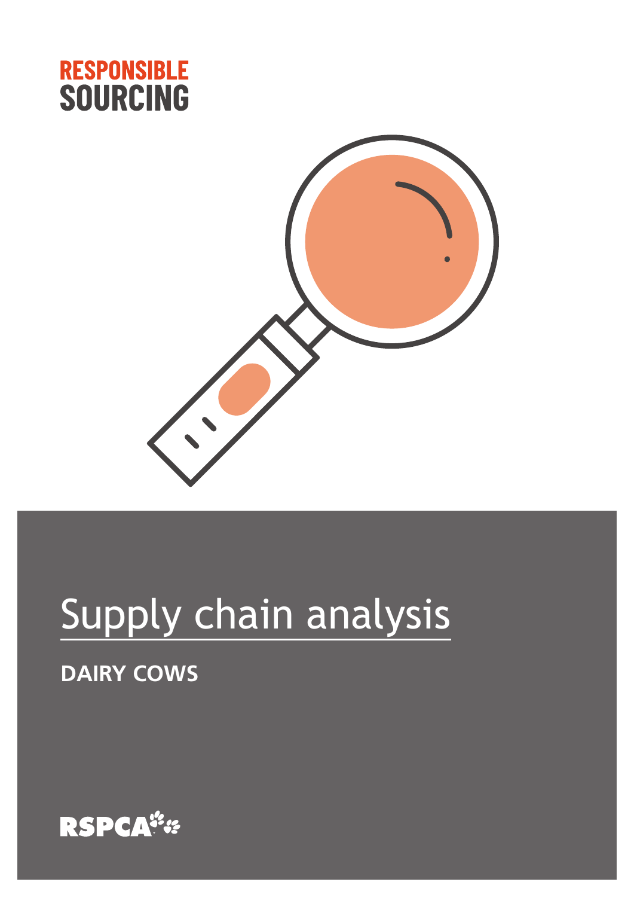RESPONSIBLE SOURCING

# Supply chain analysis

## DAIRY COWS

RSPCA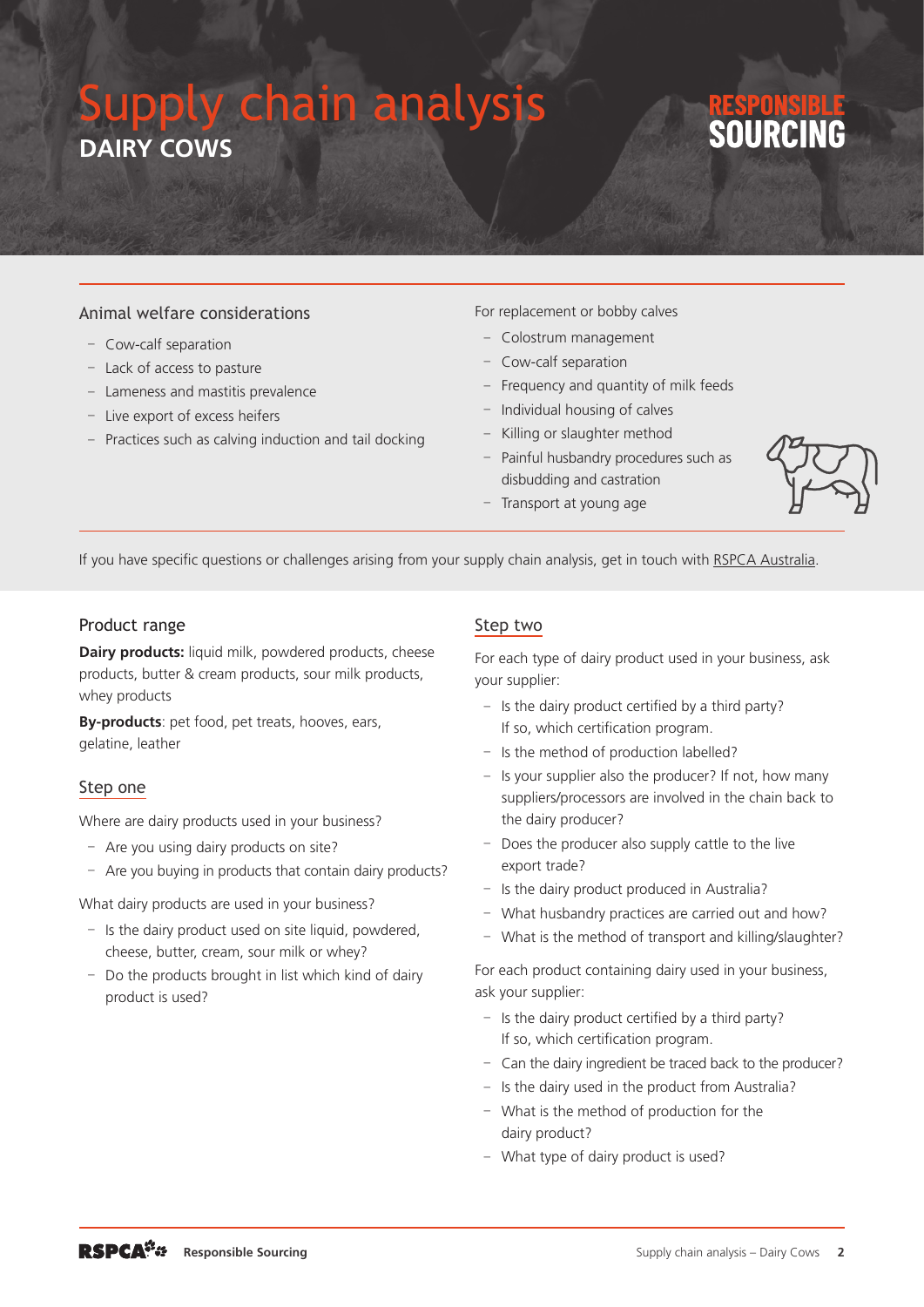# Supply chain analysis

## DAIRY COWS

RESPONSIBLE SOURCING

### Animal welfare considerations

- Cow-calf separation
- Lack of access to pasture
- Lameness and mastitis prevalence
- Live export of excess heifers
- Practices such as calving induction and tail docking

For replacement or bobby calves

- Colostrum management
- Cow-calf separation
- Frequency and quantity of milk feeds
- Individual housing of calves
- Killing or slaughter method
- Painful husbandry procedures such as disbudding and castration
- Transport at young age

If you have specific questions or challenges arising from your supply chain analysis, get in touch with RSPCA Australia.

### Product range

**Dairy products:** liquid milk, powdered products, cheese products, butter & cream products, sour milk products, whey products

**By-products**: pet food, pet treats, hooves, ears, gelatine, leather

### Step one

Where are dairy products used in your business?

- Are you using dairy products on site?
- Are you buying in products that contain dairy products?

What dairy products are used in your business?

- Is the dairy product used on site liquid, powdered, cheese, butter, cream, sour milk or whey?
- Do the products brought in list which kind of dairy product is used?

### Step two

For each type of dairy product used in your business, ask your supplier:

- Is the dairy product certified by a third party? If so, which certification program.
- Is the method of production labelled?
- Is your supplier also the producer? If not, how many suppliers/processors are involved in the chain back to the dairy producer?
- Does the producer also supply cattle to the live export trade?
- Is the dairy product produced in Australia?
- What husbandry practices are carried out and how?
- What is the method of transport and killing/slaughter?

For each product containing dairy used in your business, ask your supplier:

- Is the dairy product certified by a third party? If so, which certification program.
- Can the dairy ingredient be traced back to the producer?
- Is the dairy used in the product from Australia?
- What is the method of production for the dairy product?
- What type of dairy product is used?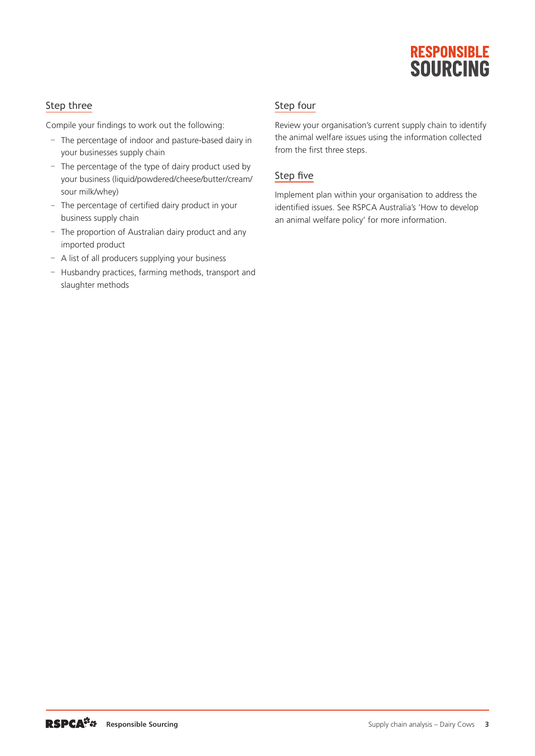## Step three

Compile your findings to work out the following:

- The percentage of indoor and pasture-based dairy in your businesses supply chain
- The percentage of the type of dairy product used by your business (liquid/powdered/cheese/butter/cream/sour milk/whey)
- The percentage of certified dairy product in your business supply chain
- The proportion of Australian dairy product and any imported product
- A list of all producers supplying your business
- Husbandry practices, farming methods, transport and slaughter methods

## Step four

Review your organisation's current supply chain to identify the animal welfare issues using the information collected from the first three steps.

## Step five

Implement plan within your organisation to address the identified issues. See RSPCA Australia's 'How to develop an animal welfare policy' for more information.